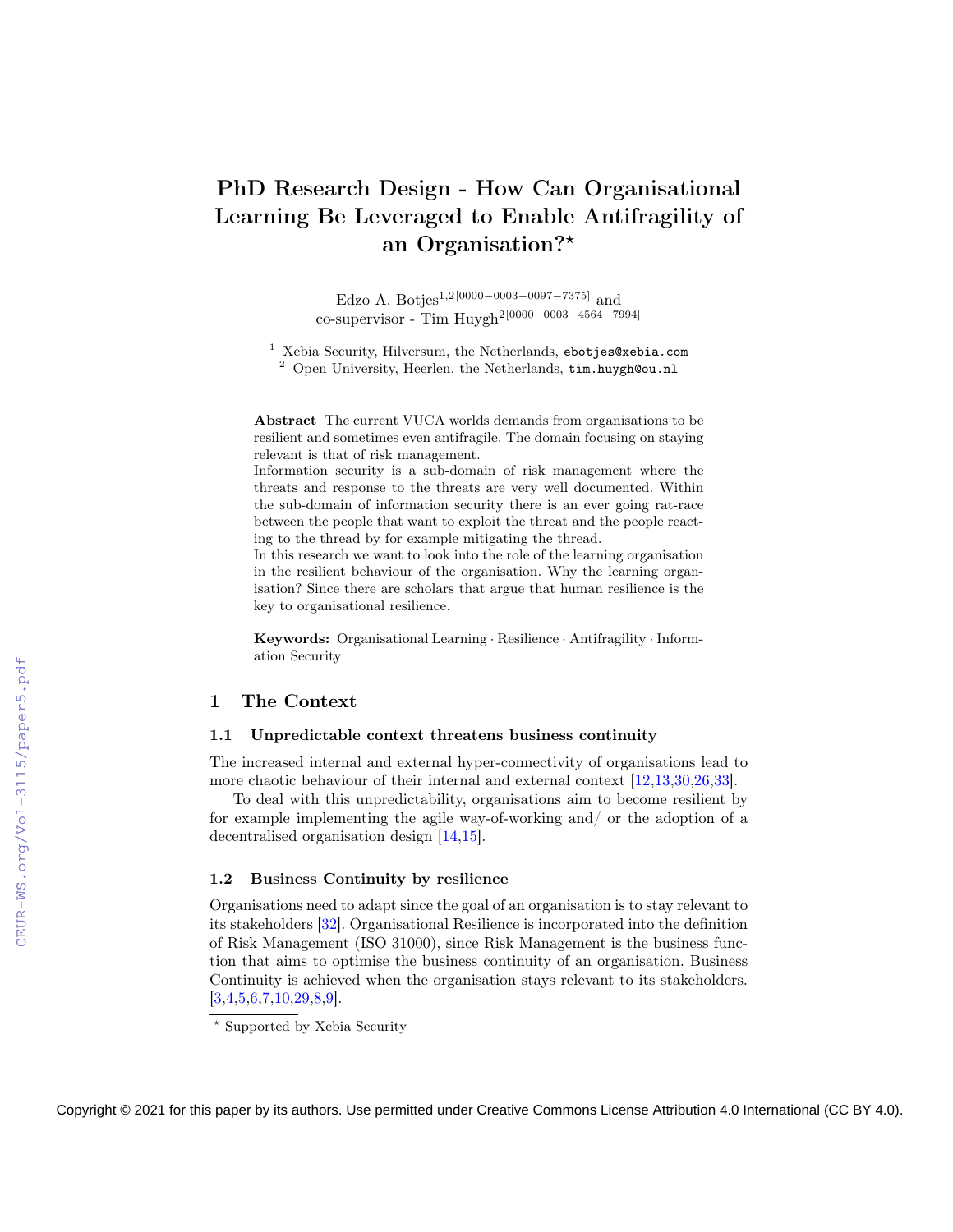# PhD Research Design - How Can Organisational Learning Be Leveraged to Enable Antifragility of an Organisation?*

Edzo A. Botjes[1,2][0000−0003−0097−7375] and
co-supervisor - Tim Huygh[2][0000−0003−4564−7994]

[1] Xebia Security, Hilversum, the Netherlands, ebotjes@xebia.com
[2] Open University, Heerlen, the Netherlands, tim.huygh@ou.nl

**Abstract** The current VUCA worlds demands from organisations to be resilient and sometimes even antifragile. The domain focusing on staying relevant is that of risk management.
Information security is a sub-domain of risk management where the threats and response to the threats are very well documented. Within the sub-domain of information security there is an ever going rat-race between the people that want to exploit the threat and the people reacting to the thread by for example mitigating the thread.
In this research we want to look into the role of the learning organisation in the resilient behaviour of the organisation. Why the learning organisation? Since there are scholars that argue that human resilience is the key to organisational resilience.

**Keywords:** Organisational Learning · Resilience · Antifragility · Information Security

## 1 The Context

### 1.1 Unpredictable context threatens business continuity

The increased internal and external hyper-connectivity of organisations lead to more chaotic behaviour of their internal and external context [12,13,30,26,33].

To deal with this unpredictability, organisations aim to become resilient by for example implementing the agile way-of-working and/ or the adoption of a decentralised organisation design [14,15].

### 1.2 Business Continuity by resilience

Organisations need to adapt since the goal of an organisation is to stay relevant to its stakeholders [32]. Organisational Resilience is incorporated into the definition of Risk Management (ISO 31000), since Risk Management is the business function that aims to optimise the business continuity of an organisation. Business Continuity is achieved when the organisation stays relevant to its stakeholders. [3,4,5,6,7,10,29,8,9].

* Supported by Xebia Security

Copyright © 2021 for this paper by its authors. Use permitted under Creative Commons License Attribution 4.0 International (CC BY 4.0).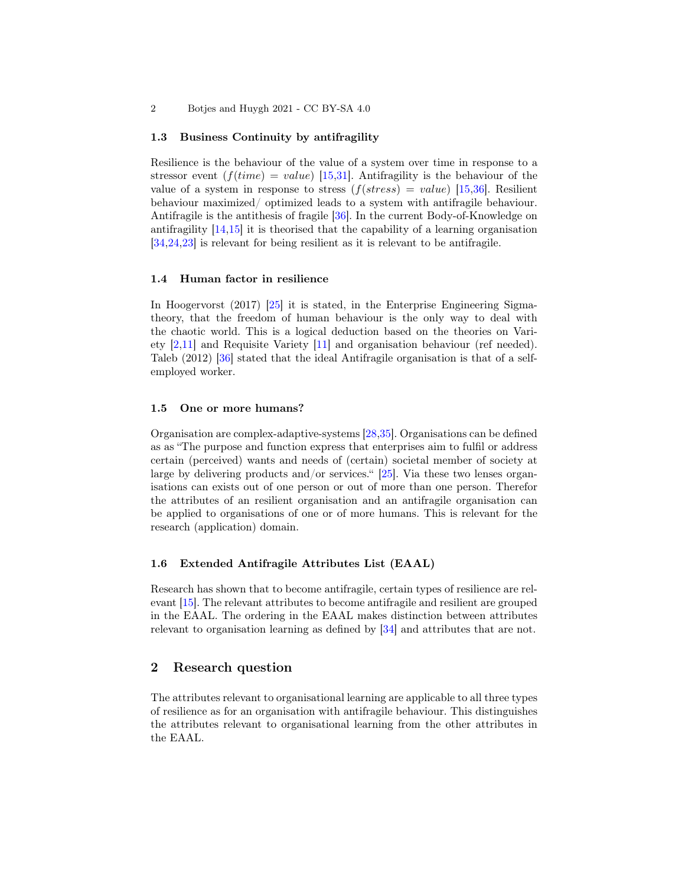### 1.3 Business Continuity by antifragility

Resilience is the behaviour of the value of a system over time in response to a stressor event ($f(time) = value$) [15,31]. Antifragility is the behaviour of the value of a system in response to stress ($f(stress) = value$) [15,36]. Resilient behaviour maximized/ optimized leads to a system with antifragile behaviour. Antifragile is the antithesis of fragile [36]. In the current Body-of-Knowledge on antifragility [14,15] it is theorised that the capability of a learning organisation [34,24,23] is relevant for being resilient as it is relevant to be antifragile.

### 1.4 Human factor in resilience

In Hoogervorst (2017) [25] it is stated, in the Enterprise Engineering Sigma-theory, that the freedom of human behaviour is the only way to deal with the chaotic world. This is a logical deduction based on the theories on Variety [2,11] and Requisite Variety [11] and organisation behaviour (ref needed). Taleb (2012) [36] stated that the ideal Antifragile organisation is that of a self-employed worker.

### 1.5 One or more humans?

Organisation are complex-adaptive-systems [28,35]. Organisations can be defined as as "The purpose and function express that enterprises aim to fulfil or address certain (perceived) wants and needs of (certain) societal member of society at large by delivering products and/or services." [25]. Via these two lenses organisations can exists out of one person or out of more than one person. Therefor the attributes of an resilient organisation and an antifragile organisation can be applied to organisations of one or of more humans. This is relevant for the research (application) domain.

### 1.6 Extended Antifragile Attributes List (EAAL)

Research has shown that to become antifragile, certain types of resilience are relevant [15]. The relevant attributes to become antifragile and resilient are grouped in the EAAL. The ordering in the EAAL makes distinction between attributes relevant to organisation learning as defined by [34] and attributes that are not.

## 2 Research question

The attributes relevant to organisational learning are applicable to all three types of resilience as for an organisation with antifragile behaviour. This distinguishes the attributes relevant to organisational learning from the other attributes in the EAAL.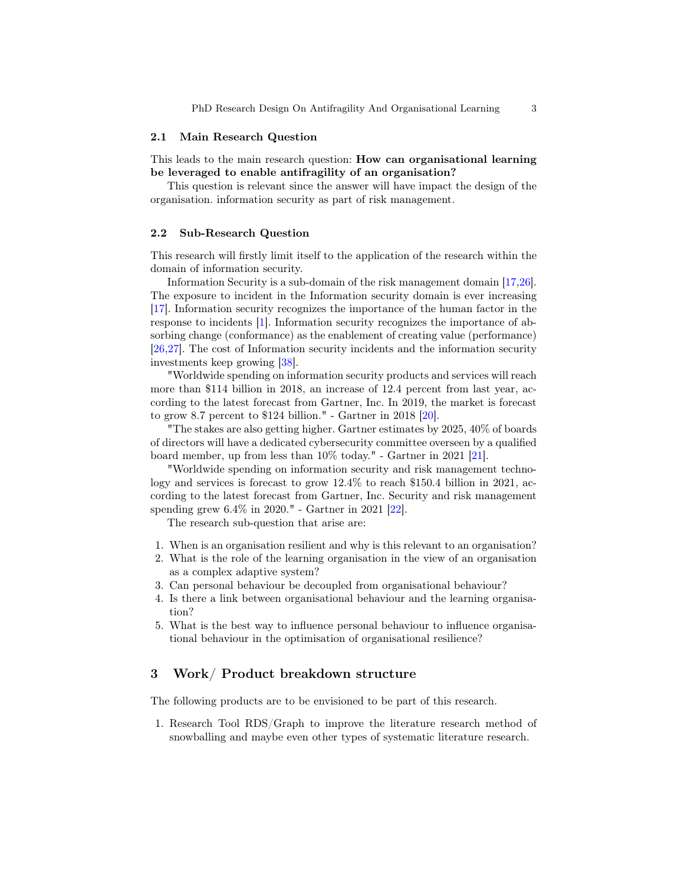### 2.1 Main Research Question

This leads to the main research question: **How can organisational learning be leveraged to enable antifragility of an organisation?**

This question is relevant since the answer will have impact the design of the organisation. information security as part of risk management.

### 2.2 Sub-Research Question

This research will firstly limit itself to the application of the research within the domain of information security.

Information Security is a sub-domain of the risk management domain [17,26]. The exposure to incident in the Information security domain is ever increasing [17]. Information security recognizes the importance of the human factor in the response to incidents [1]. Information security recognizes the importance of absorbing change (conformance) as the enablement of creating value (performance) [26,27]. The cost of Information security incidents and the information security investments keep growing [38].

"Worldwide spending on information security products and services will reach more than $114 billion in 2018, an increase of 12.4 percent from last year, according to the latest forecast from Gartner, Inc. In 2019, the market is forecast to grow 8.7 percent to $124 billion." - Gartner in 2018 [20].

"The stakes are also getting higher. Gartner estimates by 2025, 40% of boards of directors will have a dedicated cybersecurity committee overseen by a qualified board member, up from less than 10% today." - Gartner in 2021 [21].

"Worldwide spending on information security and risk management technology and services is forecast to grow 12.4% to reach $150.4 billion in 2021, according to the latest forecast from Gartner, Inc. Security and risk management spending grew 6.4% in 2020." - Gartner in 2021 [22].

The research sub-question that arise are:

1. When is an organisation resilient and why is this relevant to an organisation?
2. What is the role of the learning organisation in the view of an organisation as a complex adaptive system?
3. Can personal behaviour be decoupled from organisational behaviour?
4. Is there a link between organisational behaviour and the learning organisation?
5. What is the best way to influence personal behaviour to influence organisational behaviour in the optimisation of organisational resilience?

## 3 Work/ Product breakdown structure

The following products are to be envisioned to be part of this research.

1. Research Tool RDS/Graph to improve the literature research method of snowballing and maybe even other types of systematic literature research.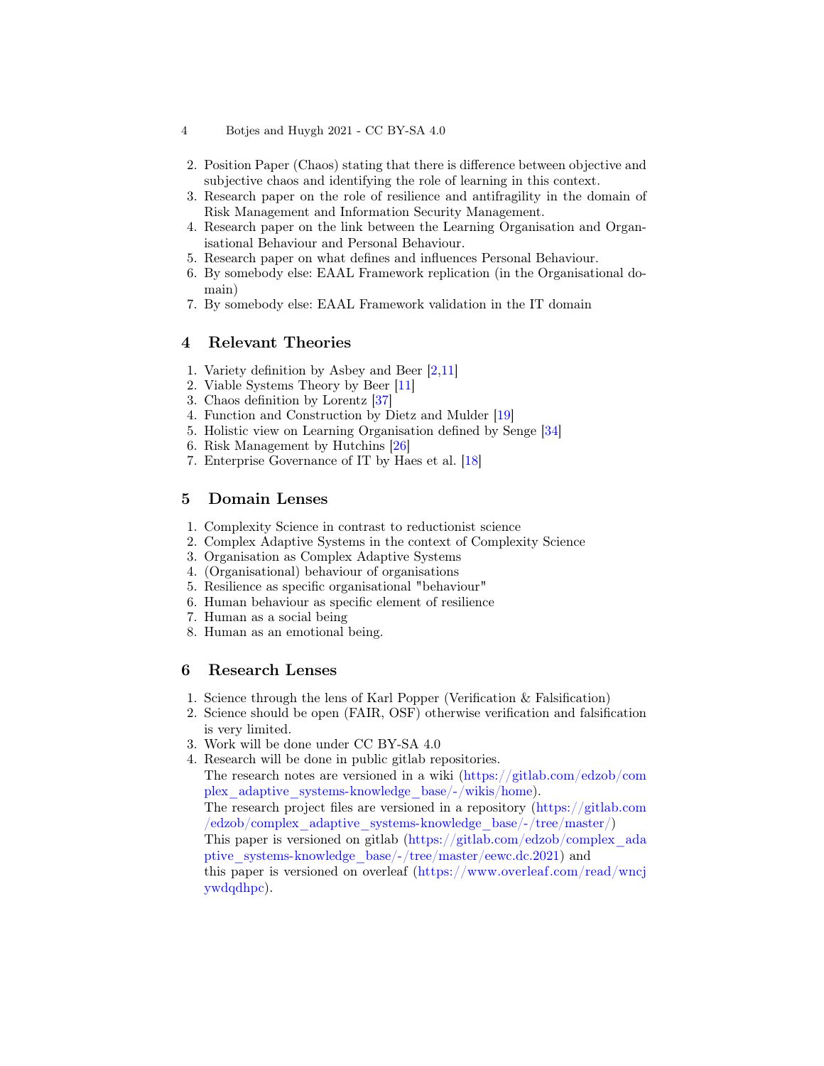2. Position Paper (Chaos) stating that there is difference between objective and subjective chaos and identifying the role of learning in this context.
3. Research paper on the role of resilience and antifragility in the domain of Risk Management and Information Security Management.
4. Research paper on the link between the Learning Organisation and Organisational Behaviour and Personal Behaviour.
5. Research paper on what defines and influences Personal Behaviour.
6. By somebody else: EAAL Framework replication (in the Organisational domain)
7. By somebody else: EAAL Framework validation in the IT domain

## 4 Relevant Theories

1. Variety definition by Asbey and Beer [2,11]
2. Viable Systems Theory by Beer [11]
3. Chaos definition by Lorentz [37]
4. Function and Construction by Dietz and Mulder [19]
5. Holistic view on Learning Organisation defined by Senge [34]
6. Risk Management by Hutchins [26]
7. Enterprise Governance of IT by Haes et al. [18]

## 5 Domain Lenses

1. Complexity Science in contrast to reductionist science
2. Complex Adaptive Systems in the context of Complexity Science
3. Organisation as Complex Adaptive Systems
4. (Organisational) behaviour of organisations
5. Resilience as specific organisational "behaviour"
6. Human behaviour as specific element of resilience
7. Human as a social being
8. Human as an emotional being.

## 6 Research Lenses

1. Science through the lens of Karl Popper (Verification & Falsification)
2. Science should be open (FAIR, OSF) otherwise verification and falsification is very limited.
3. Work will be done under CC BY-SA 4.0
4. Research will be done in public gitlab repositories.
   The research notes are versioned in a wiki (https://gitlab.com/edzob/complex_adaptive_systems-knowledge_base/-/wikis/home).
   The research project files are versioned in a repository (https://gitlab.com/edzob/complex_adaptive_systems-knowledge_base/-/tree/master/)
   This paper is versioned on gitlab (https://gitlab.com/edzob/complex_adaptive_systems-knowledge_base/-/tree/master/eewc.dc.2021) and
   this paper is versioned on overleaf (https://www.overleaf.com/read/wncjywdqdhpc).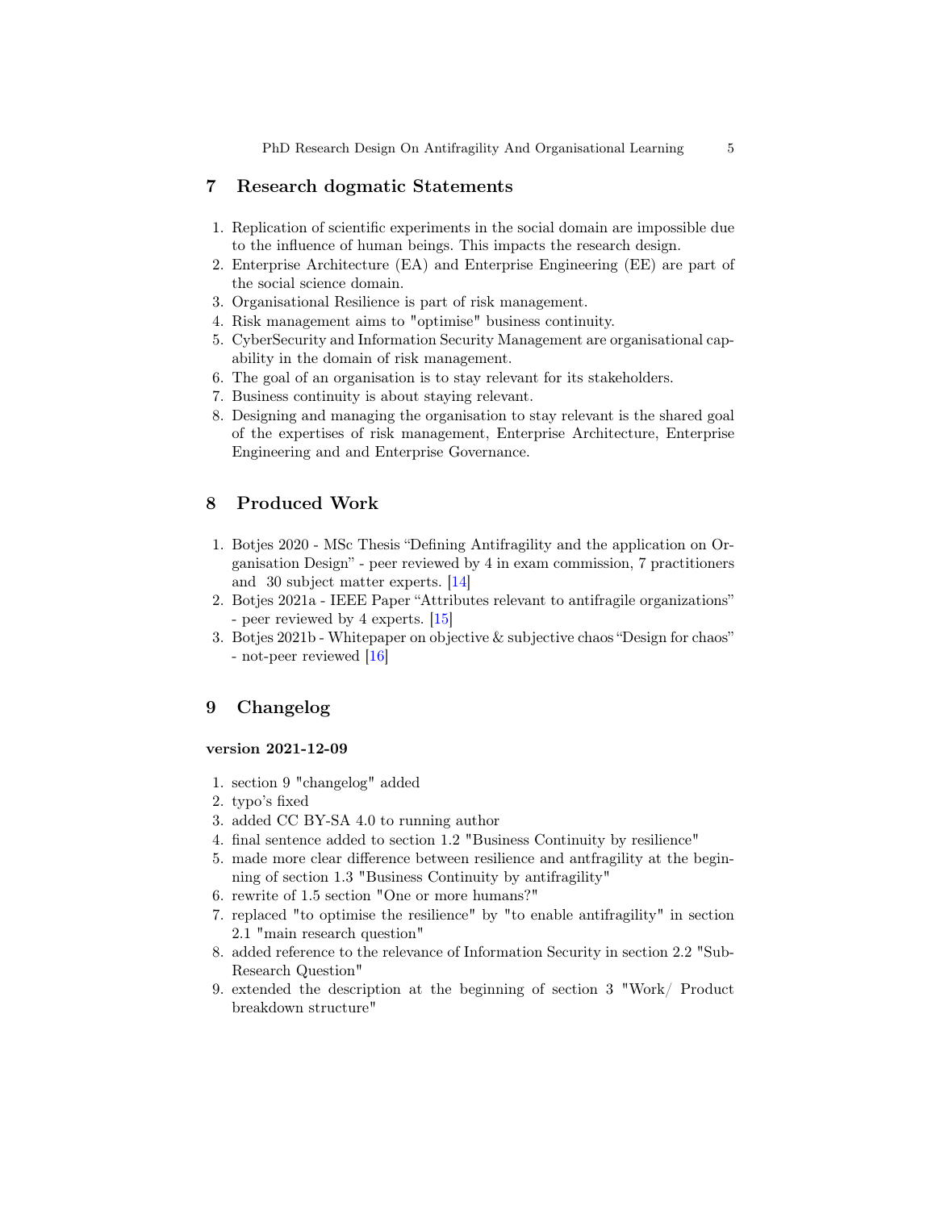## 7 Research dogmatic Statements

1. Replication of scientific experiments in the social domain are impossible due to the influence of human beings. This impacts the research design.
2. Enterprise Architecture (EA) and Enterprise Engineering (EE) are part of the social science domain.
3. Organisational Resilience is part of risk management.
4. Risk management aims to "optimise" business continuity.
5. CyberSecurity and Information Security Management are organisational capability in the domain of risk management.
6. The goal of an organisation is to stay relevant for its stakeholders.
7. Business continuity is about staying relevant.
8. Designing and managing the organisation to stay relevant is the shared goal of the expertises of risk management, Enterprise Architecture, Enterprise Engineering and and Enterprise Governance.

## 8 Produced Work

1. Botjes 2020 - MSc Thesis "Defining Antifragility and the application on Organisation Design" - peer reviewed by 4 in exam commission, 7 practitioners and 30 subject matter experts. [14]
2. Botjes 2021a - IEEE Paper "Attributes relevant to antifragile organizations" - peer reviewed by 4 experts. [15]
3. Botjes 2021b - Whitepaper on objective & subjective chaos "Design for chaos" - not-peer reviewed [16]

## 9 Changelog

### version 2021-12-09

1. section 9 "changelog" added
2. typo's fixed
3. added CC BY-SA 4.0 to running author
4. final sentence added to section 1.2 "Business Continuity by resilience"
5. made more clear difference between resilience and antfragility at the beginning of section 1.3 "Business Continuity by antifragility"
6. rewrite of 1.5 section "One or more humans?"
7. replaced "to optimise the resilience" by "to enable antifragility" in section 2.1 "main research question"
8. added reference to the relevance of Information Security in section 2.2 "Sub-Research Question"
9. extended the description at the beginning of section 3 "Work/ Product breakdown structure"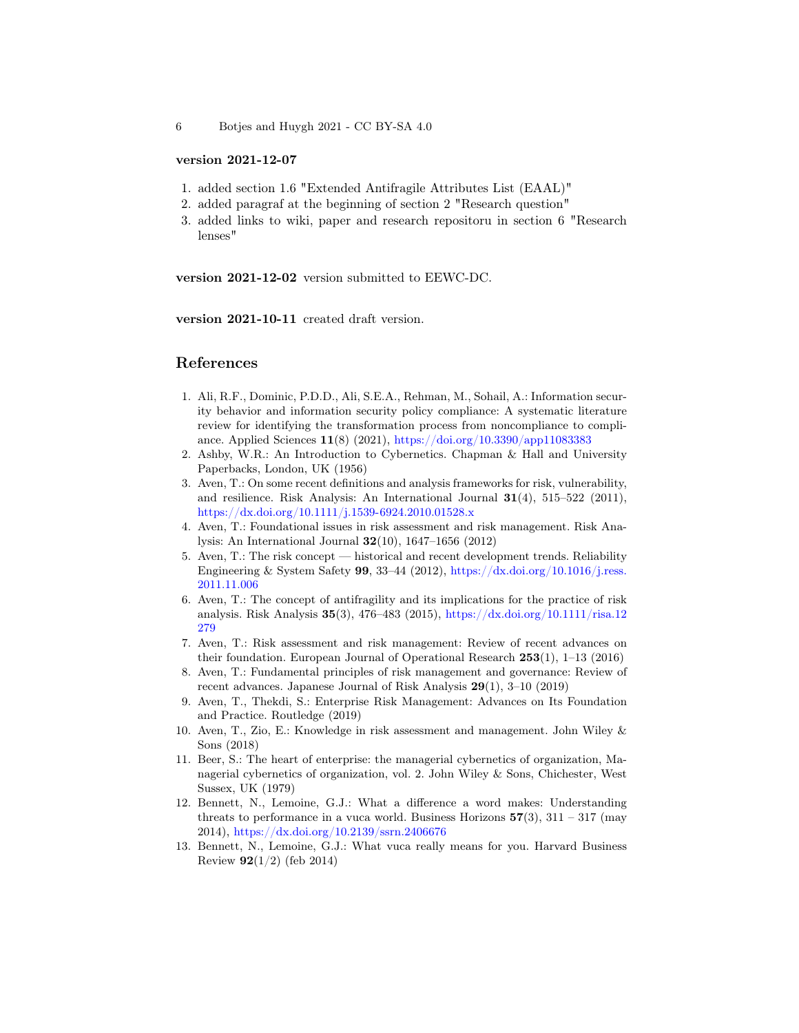**version 2021-12-07**

1. added section 1.6 "Extended Antifragile Attributes List (EAAL)"
2. added paragraf at the beginning of section 2 "Research question"
3. added links to wiki, paper and research repositoru in section 6 "Research lenses"

**version 2021-12-02** version submitted to EEWC-DC.

**version 2021-10-11** created draft version.

## References

1. Ali, R.F., Dominic, P.D.D., Ali, S.E.A., Rehman, M., Sohail, A.: Information security behavior and information security policy compliance: A systematic literature review for identifying the transformation process from noncompliance to compliance. Applied Sciences **11**(8) (2021), https://doi.org/10.3390/app11083383
2. Ashby, W.R.: An Introduction to Cybernetics. Chapman & Hall and University Paperbacks, London, UK (1956)
3. Aven, T.: On some recent definitions and analysis frameworks for risk, vulnerability, and resilience. Risk Analysis: An International Journal **31**(4), 515–522 (2011), https://dx.doi.org/10.1111/j.1539-6924.2010.01528.x
4. Aven, T.: Foundational issues in risk assessment and risk management. Risk Analysis: An International Journal **32**(10), 1647–1656 (2012)
5. Aven, T.: The risk concept — historical and recent development trends. Reliability Engineering & System Safety **99**, 33–44 (2012), https://dx.doi.org/10.1016/j.ress.2011.11.006
6. Aven, T.: The concept of antifragility and its implications for the practice of risk analysis. Risk Analysis **35**(3), 476–483 (2015), https://dx.doi.org/10.1111/risa.12279
7. Aven, T.: Risk assessment and risk management: Review of recent advances on their foundation. European Journal of Operational Research **253**(1), 1–13 (2016)
8. Aven, T.: Fundamental principles of risk management and governance: Review of recent advances. Japanese Journal of Risk Analysis **29**(1), 3–10 (2019)
9. Aven, T., Thekdi, S.: Enterprise Risk Management: Advances on Its Foundation and Practice. Routledge (2019)
10. Aven, T., Zio, E.: Knowledge in risk assessment and management. John Wiley & Sons (2018)
11. Beer, S.: The heart of enterprise: the managerial cybernetics of organization, Managerial cybernetics of organization, vol. 2. John Wiley & Sons, Chichester, West Sussex, UK (1979)
12. Bennett, N., Lemoine, G.J.: What a difference a word makes: Understanding threats to performance in a vuca world. Business Horizons **57**(3), 311 – 317 (may 2014), https://dx.doi.org/10.2139/ssrn.2406676
13. Bennett, N., Lemoine, G.J.: What vuca really means for you. Harvard Business Review **92**(1/2) (feb 2014)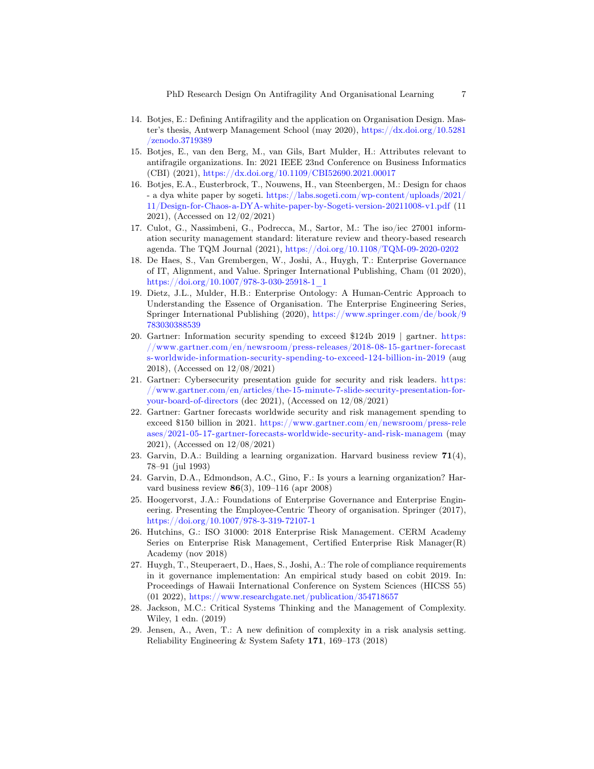14. Botjes, E.: Defining Antifragility and the application on Organisation Design. Master's thesis, Antwerp Management School (may 2020), https://dx.doi.org/10.5281/zenodo.3719389
15. Botjes, E., van den Berg, M., van Gils, Bart Mulder, H.: Attributes relevant to antifragile organizations. In: 2021 IEEE 23nd Conference on Business Informatics (CBI) (2021), https://dx.doi.org/10.1109/CBI52690.2021.00017
16. Botjes, E.A., Eusterbrock, T., Nouwens, H., van Steenbergen, M.: Design for chaos - a dya white paper by sogeti. https://labs.sogeti.com/wp-content/uploads/2021/11/Design-for-Chaos-a-DYA-white-paper-by-Sogeti-version-20211008-v1.pdf (11 2021), (Accessed on 12/02/2021)
17. Culot, G., Nassimbeni, G., Podrecca, M., Sartor, M.: The iso/iec 27001 information security management standard: literature review and theory-based research agenda. The TQM Journal (2021), https://doi.org/10.1108/TQM-09-2020-0202
18. De Haes, S., Van Grembergen, W., Joshi, A., Huygh, T.: Enterprise Governance of IT, Alignment, and Value. Springer International Publishing, Cham (01 2020), https://doi.org/10.1007/978-3-030-25918-1_1
19. Dietz, J.L., Mulder, H.B.: Enterprise Ontology: A Human-Centric Approach to Understanding the Essence of Organisation. The Enterprise Engineering Series, Springer International Publishing (2020), https://www.springer.com/de/book/9783030388539
20. Gartner: Information security spending to exceed $124b 2019 | gartner. https://www.gartner.com/en/newsroom/press-releases/2018-08-15-gartner-forecasts-worldwide-information-security-spending-to-exceed-124-billion-in-2019 (aug 2018), (Accessed on 12/08/2021)
21. Gartner: Cybersecurity presentation guide for security and risk leaders. https://www.gartner.com/en/articles/the-15-minute-7-slide-security-presentation-for-your-board-of-directors (dec 2021), (Accessed on 12/08/2021)
22. Gartner: Gartner forecasts worldwide security and risk management spending to exceed $150 billion in 2021. https://www.gartner.com/en/newsroom/press-releases/2021-05-17-gartner-forecasts-worldwide-security-and-risk-managem (may 2021), (Accessed on 12/08/2021)
23. Garvin, D.A.: Building a learning organization. Harvard business review **71**(4), 78–91 (jul 1993)
24. Garvin, D.A., Edmondson, A.C., Gino, F.: Is yours a learning organization? Harvard business review **86**(3), 109–116 (apr 2008)
25. Hoogervorst, J.A.: Foundations of Enterprise Governance and Enterprise Engineering. Presenting the Employee-Centric Theory of organisation. Springer (2017), https://doi.org/10.1007/978-3-319-72107-1
26. Hutchins, G.: ISO 31000: 2018 Enterprise Risk Management. CERM Academy Series on Enterprise Risk Management, Certified Enterprise Risk Manager(R) Academy (nov 2018)
27. Huygh, T., Steuperaert, D., Haes, S., Joshi, A.: The role of compliance requirements in it governance implementation: An empirical study based on cobit 2019. In: Proceedings of Hawaii International Conference on System Sciences (HICSS 55) (01 2022), https://www.researchgate.net/publication/354718657
28. Jackson, M.C.: Critical Systems Thinking and the Management of Complexity. Wiley, 1 edn. (2019)
29. Jensen, A., Aven, T.: A new definition of complexity in a risk analysis setting. Reliability Engineering & System Safety **171**, 169–173 (2018)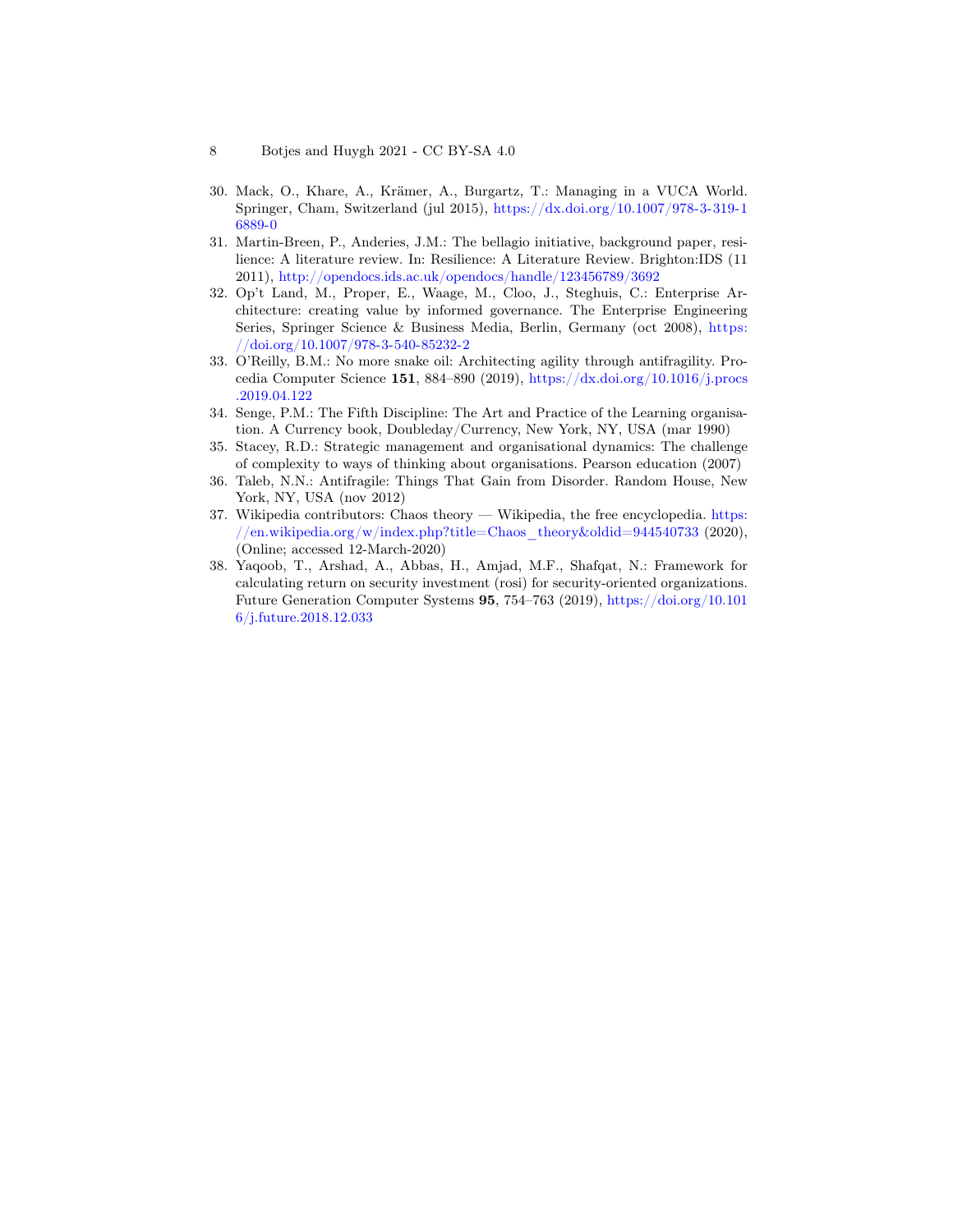30. Mack, O., Khare, A., Krämer, A., Burgartz, T.: Managing in a VUCA World. Springer, Cham, Switzerland (jul 2015), https://dx.doi.org/10.1007/978-3-319-16889-0
31. Martin-Breen, P., Anderies, J.M.: The bellagio initiative, background paper, resilience: A literature review. In: Resilience: A Literature Review. Brighton:IDS (11 2011), http://opendocs.ids.ac.uk/opendocs/handle/123456789/3692
32. Op't Land, M., Proper, E., Waage, M., Cloo, J., Steghuis, C.: Enterprise Architecture: creating value by informed governance. The Enterprise Engineering Series, Springer Science & Business Media, Berlin, Germany (oct 2008), https://doi.org/10.1007/978-3-540-85232-2
33. O'Reilly, B.M.: No more snake oil: Architecting agility through antifragility. Procedia Computer Science **151**, 884–890 (2019), https://dx.doi.org/10.1016/j.procs.2019.04.122
34. Senge, P.M.: The Fifth Discipline: The Art and Practice of the Learning organisation. A Currency book, Doubleday/Currency, New York, NY, USA (mar 1990)
35. Stacey, R.D.: Strategic management and organisational dynamics: The challenge of complexity to ways of thinking about organisations. Pearson education (2007)
36. Taleb, N.N.: Antifragile: Things That Gain from Disorder. Random House, New York, NY, USA (nov 2012)
37. Wikipedia contributors: Chaos theory — Wikipedia, the free encyclopedia. https://en.wikipedia.org/w/index.php?title=Chaos_theory&oldid=944540733 (2020), (Online; accessed 12-March-2020)
38. Yaqoob, T., Arshad, A., Abbas, H., Amjad, M.F., Shafqat, N.: Framework for calculating return on security investment (rosi) for security-oriented organizations. Future Generation Computer Systems **95**, 754–763 (2019), https://doi.org/10.1016/j.future.2018.12.033